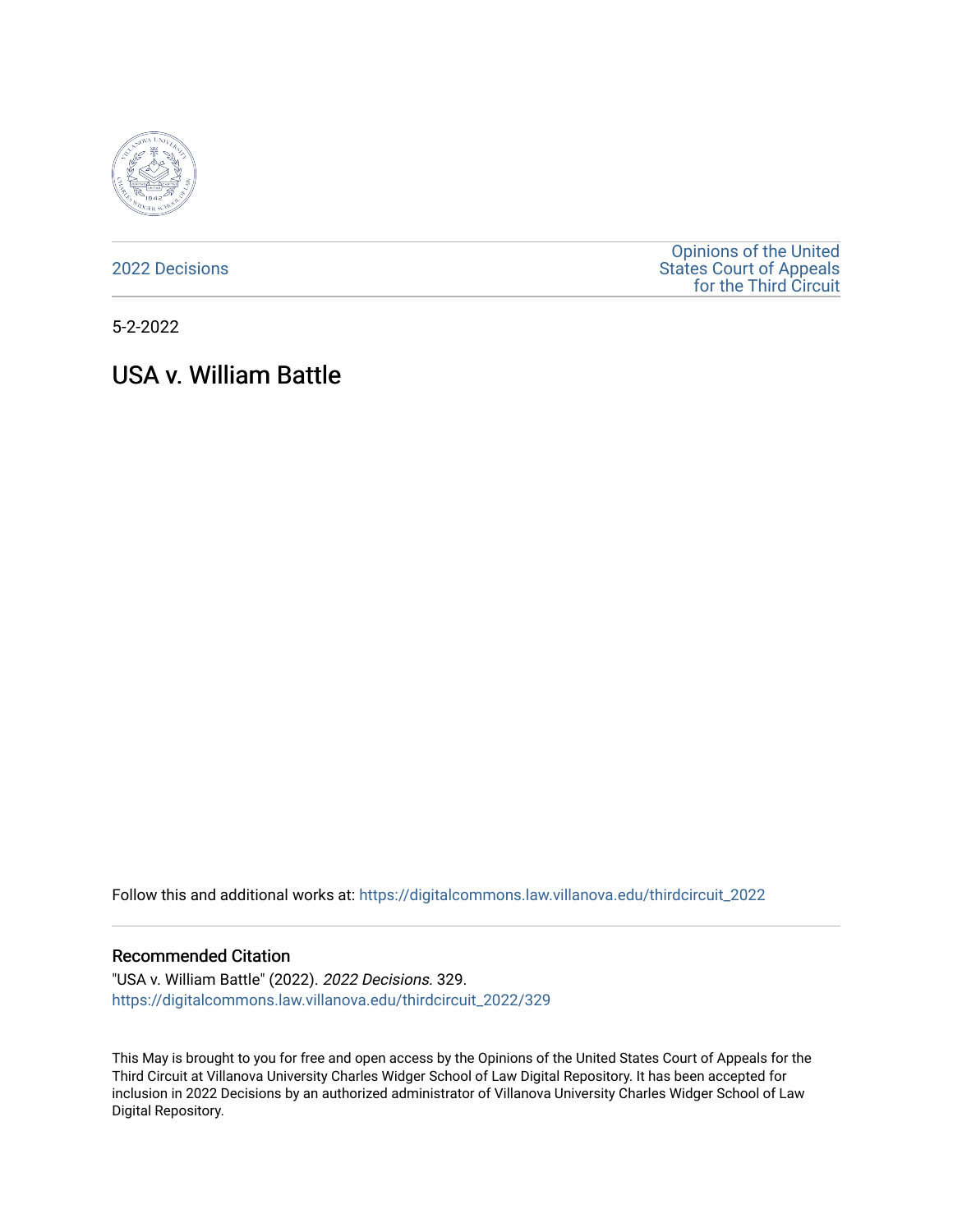2022 Decisions

Opinions of the United States Court of Appeals for the Third Circuit

5-2-2022

# USA v. William Battle

Follow this and additional works at: https://digitalcommons.law.villanova.edu/thirdcircuit_2022

## Recommended Citation

"USA v. William Battle" (2022). *2022 Decisions*. 329.
https://digitalcommons.law.villanova.edu/thirdcircuit_2022/329

This May is brought to you for free and open access by the Opinions of the United States Court of Appeals for the Third Circuit at Villanova University Charles Widger School of Law Digital Repository. It has been accepted for inclusion in 2022 Decisions by an authorized administrator of Villanova University Charles Widger School of Law Digital Repository.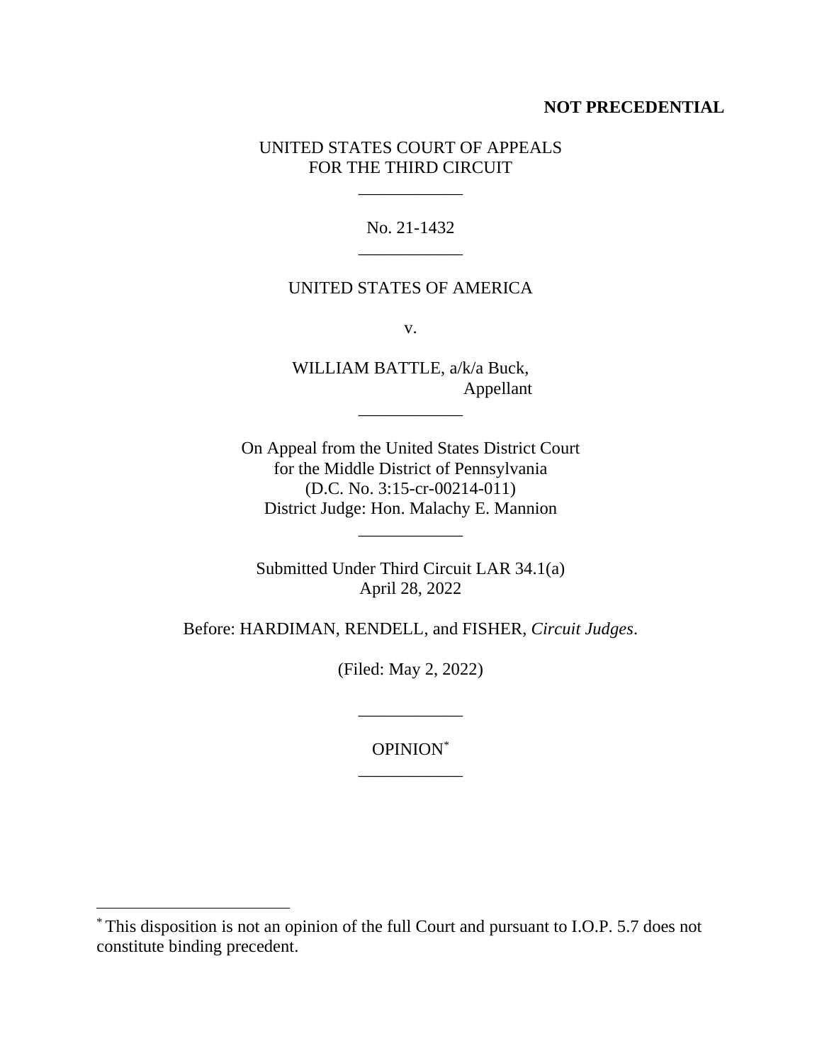**NOT PRECEDENTIAL**

UNITED STATES COURT OF APPEALS
FOR THE THIRD CIRCUIT

\_\_\_\_\_\_\_\_\_\_\_\_

No. 21-1432

\_\_\_\_\_\_\_\_\_\_\_\_

UNITED STATES OF AMERICA

v.

WILLIAM BATTLE, a/k/a Buck,
Appellant

\_\_\_\_\_\_\_\_\_\_\_\_

On Appeal from the United States District Court
for the Middle District of Pennsylvania
(D.C. No. 3:15-cr-00214-011)
District Judge: Hon. Malachy E. Mannion

\_\_\_\_\_\_\_\_\_\_\_\_

Submitted Under Third Circuit LAR 34.1(a)
April 28, 2022

Before: HARDIMAN, RENDELL, and FISHER, *Circuit Judges*.

(Filed: May 2, 2022)

\_\_\_\_\_\_\_\_\_\_\_\_

OPINION[*]

\_\_\_\_\_\_\_\_\_\_\_\_

[*] This disposition is not an opinion of the full Court and pursuant to I.O.P. 5.7 does not constitute binding precedent.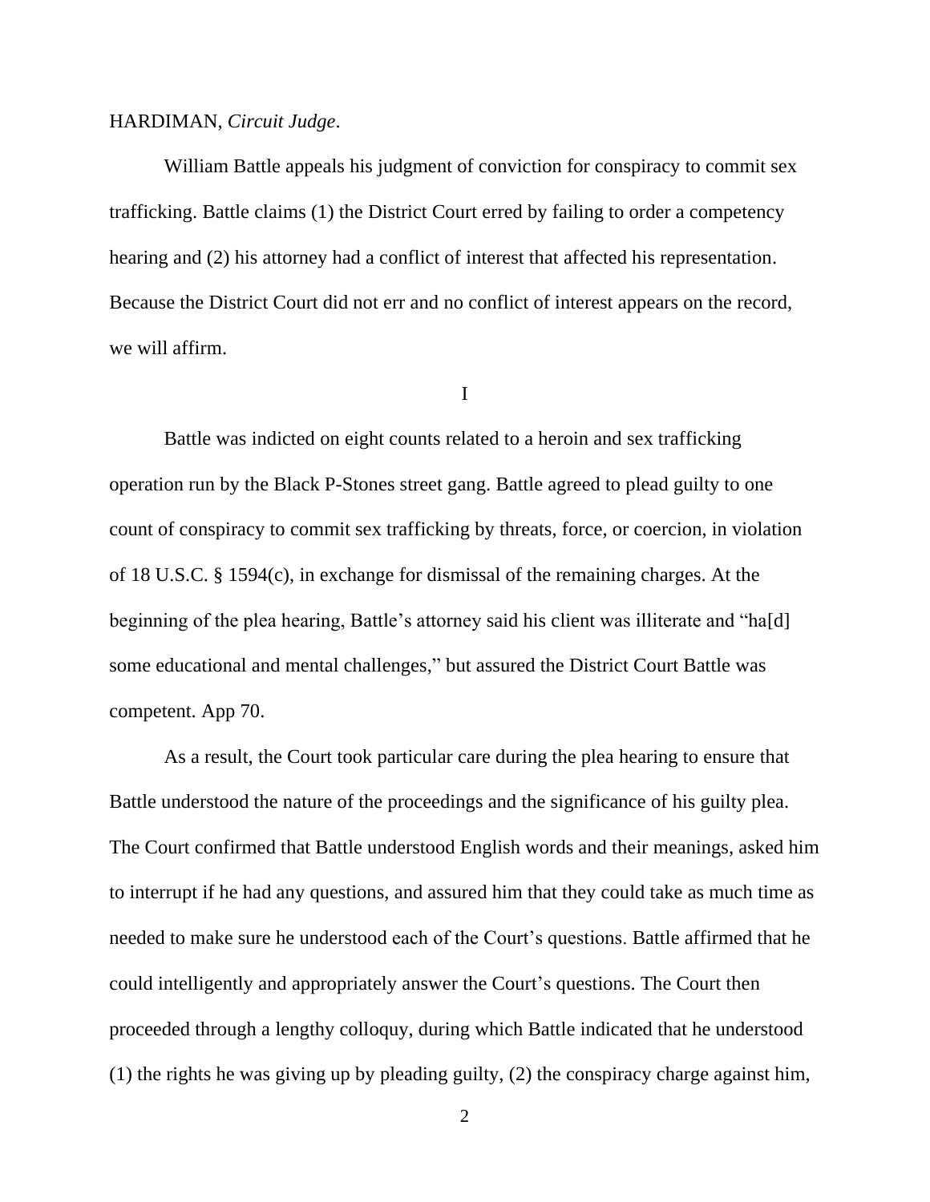HARDIMAN, *Circuit Judge*.

William Battle appeals his judgment of conviction for conspiracy to commit sex trafficking. Battle claims (1) the District Court erred by failing to order a competency hearing and (2) his attorney had a conflict of interest that affected his representation. Because the District Court did not err and no conflict of interest appears on the record, we will affirm.

I

Battle was indicted on eight counts related to a heroin and sex trafficking operation run by the Black P-Stones street gang. Battle agreed to plead guilty to one count of conspiracy to commit sex trafficking by threats, force, or coercion, in violation of 18 U.S.C. § 1594(c), in exchange for dismissal of the remaining charges. At the beginning of the plea hearing, Battle's attorney said his client was illiterate and "ha[d] some educational and mental challenges," but assured the District Court Battle was competent. App 70.

As a result, the Court took particular care during the plea hearing to ensure that Battle understood the nature of the proceedings and the significance of his guilty plea. The Court confirmed that Battle understood English words and their meanings, asked him to interrupt if he had any questions, and assured him that they could take as much time as needed to make sure he understood each of the Court's questions. Battle affirmed that he could intelligently and appropriately answer the Court's questions. The Court then proceeded through a lengthy colloquy, during which Battle indicated that he understood (1) the rights he was giving up by pleading guilty, (2) the conspiracy charge against him,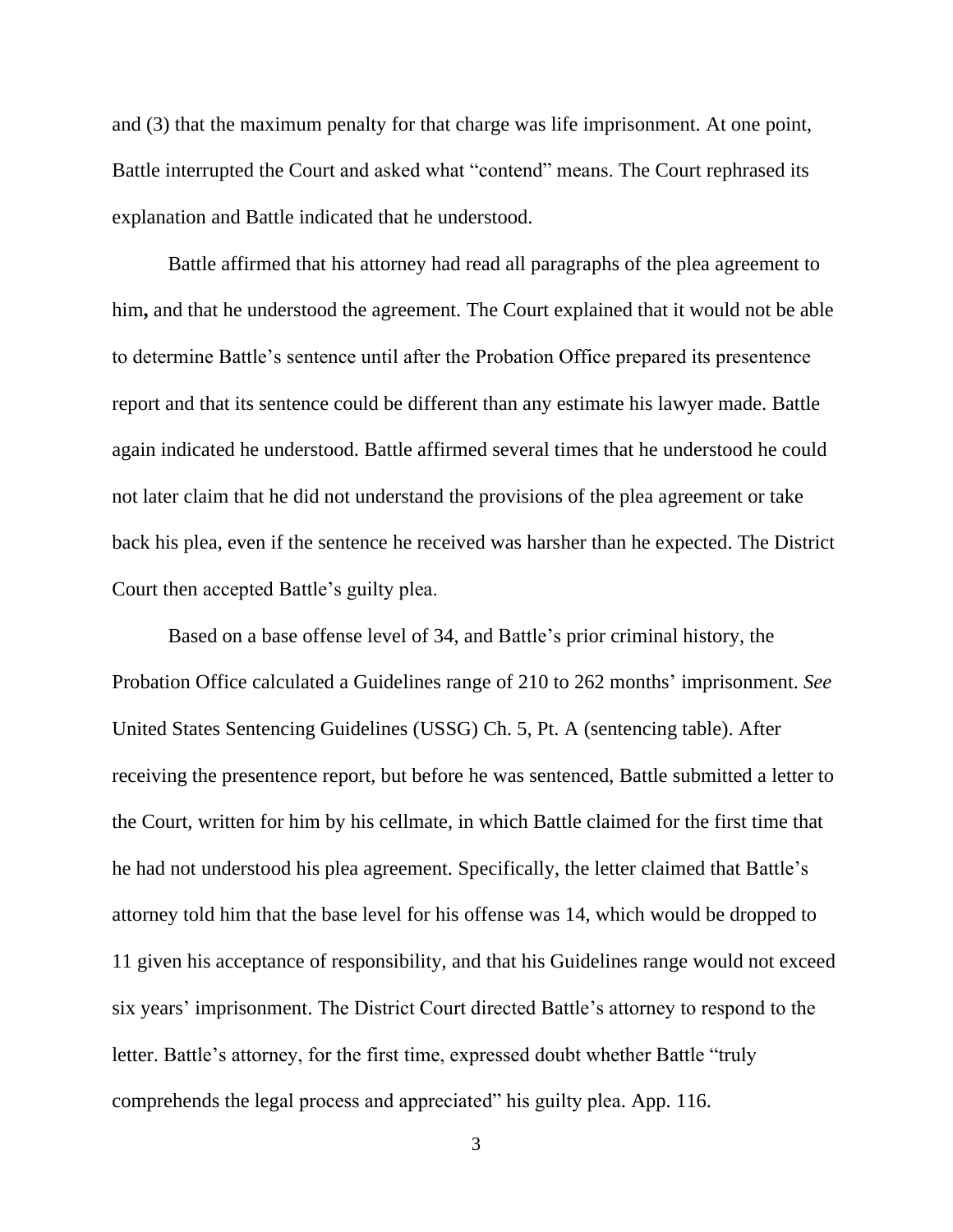and (3) that the maximum penalty for that charge was life imprisonment. At one point, Battle interrupted the Court and asked what "contend" means. The Court rephrased its explanation and Battle indicated that he understood.

Battle affirmed that his attorney had read all paragraphs of the plea agreement to him**,** and that he understood the agreement. The Court explained that it would not be able to determine Battle's sentence until after the Probation Office prepared its presentence report and that its sentence could be different than any estimate his lawyer made. Battle again indicated he understood. Battle affirmed several times that he understood he could not later claim that he did not understand the provisions of the plea agreement or take back his plea, even if the sentence he received was harsher than he expected. The District Court then accepted Battle's guilty plea.

Based on a base offense level of 34, and Battle's prior criminal history, the Probation Office calculated a Guidelines range of 210 to 262 months' imprisonment. *See* United States Sentencing Guidelines (USSG) Ch. 5, Pt. A (sentencing table). After receiving the presentence report, but before he was sentenced, Battle submitted a letter to the Court, written for him by his cellmate, in which Battle claimed for the first time that he had not understood his plea agreement. Specifically, the letter claimed that Battle's attorney told him that the base level for his offense was 14, which would be dropped to 11 given his acceptance of responsibility, and that his Guidelines range would not exceed six years' imprisonment. The District Court directed Battle's attorney to respond to the letter. Battle's attorney, for the first time, expressed doubt whether Battle "truly comprehends the legal process and appreciated" his guilty plea. App. 116.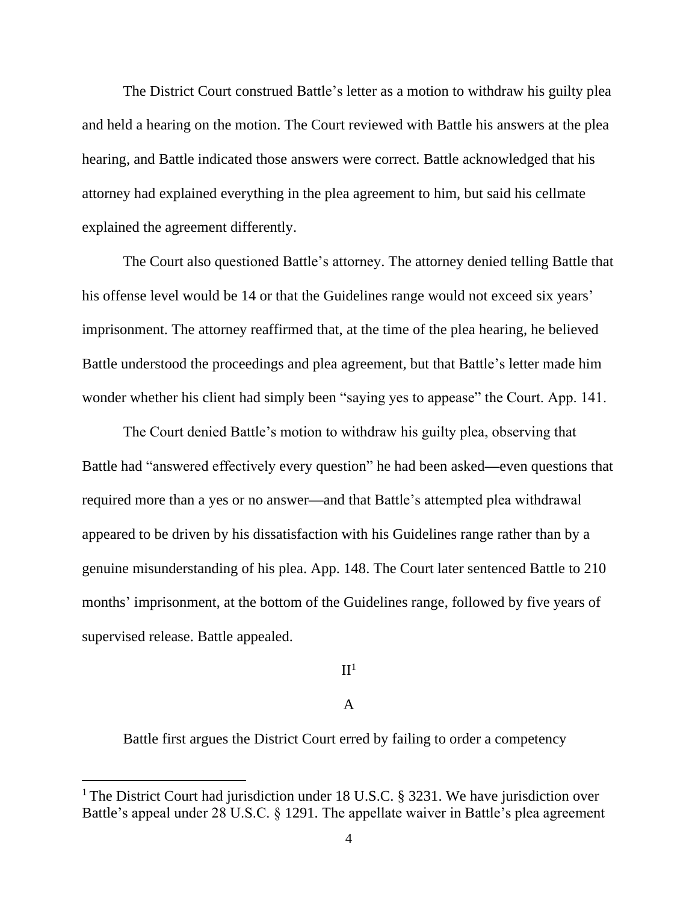The District Court construed Battle's letter as a motion to withdraw his guilty plea and held a hearing on the motion. The Court reviewed with Battle his answers at the plea hearing, and Battle indicated those answers were correct. Battle acknowledged that his attorney had explained everything in the plea agreement to him, but said his cellmate explained the agreement differently.

The Court also questioned Battle's attorney. The attorney denied telling Battle that his offense level would be 14 or that the Guidelines range would not exceed six years' imprisonment. The attorney reaffirmed that, at the time of the plea hearing, he believed Battle understood the proceedings and plea agreement, but that Battle's letter made him wonder whether his client had simply been "saying yes to appease" the Court. App. 141.

The Court denied Battle's motion to withdraw his guilty plea, observing that Battle had "answered effectively every question" he had been asked—even questions that required more than a yes or no answer—and that Battle's attempted plea withdrawal appeared to be driven by his dissatisfaction with his Guidelines range rather than by a genuine misunderstanding of his plea. App. 148. The Court later sentenced Battle to 210 months' imprisonment, at the bottom of the Guidelines range, followed by five years of supervised release. Battle appealed.

## II[1]

### A

Battle first argues the District Court erred by failing to order a competency

[1] The District Court had jurisdiction under 18 U.S.C. § 3231. We have jurisdiction over Battle's appeal under 28 U.S.C. § 1291. The appellate waiver in Battle's plea agreement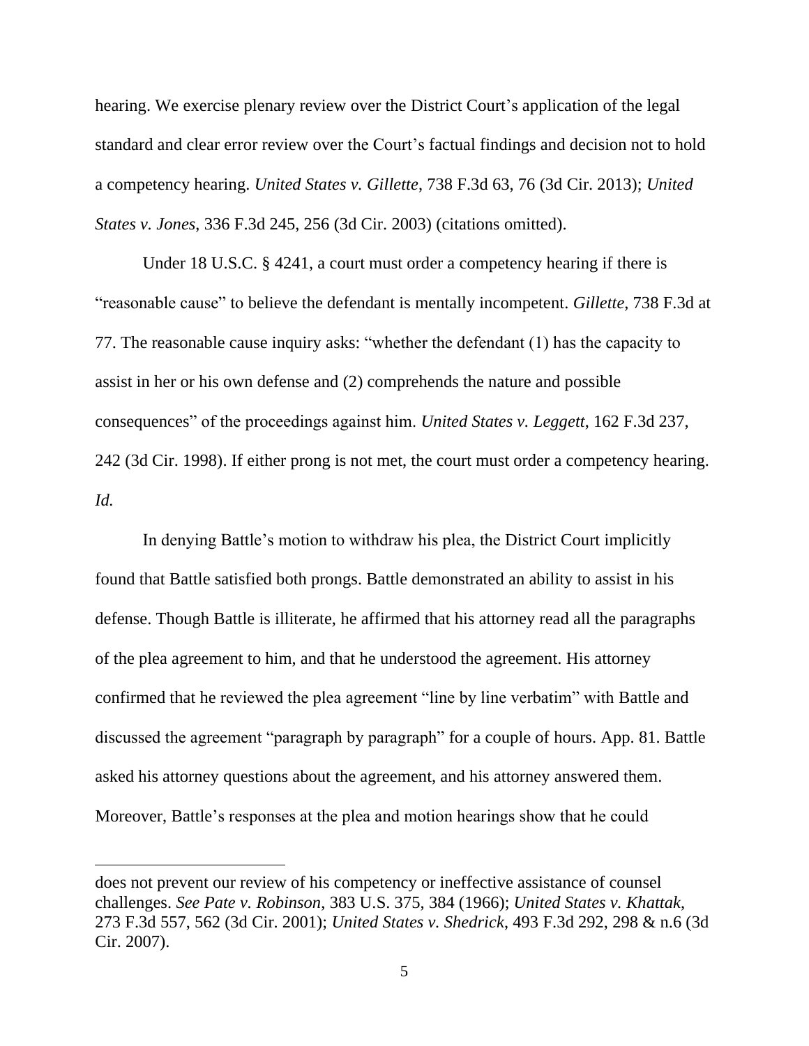hearing. We exercise plenary review over the District Court's application of the legal standard and clear error review over the Court's factual findings and decision not to hold a competency hearing. *United States v. Gillette*, 738 F.3d 63, 76 (3d Cir. 2013); *United States v. Jones*, 336 F.3d 245, 256 (3d Cir. 2003) (citations omitted).

Under 18 U.S.C. § 4241, a court must order a competency hearing if there is "reasonable cause" to believe the defendant is mentally incompetent. *Gillette*, 738 F.3d at 77. The reasonable cause inquiry asks: "whether the defendant (1) has the capacity to assist in her or his own defense and (2) comprehends the nature and possible consequences" of the proceedings against him. *United States v. Leggett*, 162 F.3d 237, 242 (3d Cir. 1998). If either prong is not met, the court must order a competency hearing. *Id.*

In denying Battle's motion to withdraw his plea, the District Court implicitly found that Battle satisfied both prongs. Battle demonstrated an ability to assist in his defense. Though Battle is illiterate, he affirmed that his attorney read all the paragraphs of the plea agreement to him, and that he understood the agreement. His attorney confirmed that he reviewed the plea agreement "line by line verbatim" with Battle and discussed the agreement "paragraph by paragraph" for a couple of hours. App. 81. Battle asked his attorney questions about the agreement, and his attorney answered them. Moreover, Battle's responses at the plea and motion hearings show that he could

---

does not prevent our review of his competency or ineffective assistance of counsel challenges. *See Pate v. Robinson*, 383 U.S. 375, 384 (1966); *United States v. Khattak*, 273 F.3d 557, 562 (3d Cir. 2001); *United States v. Shedrick*, 493 F.3d 292, 298 & n.6 (3d Cir. 2007).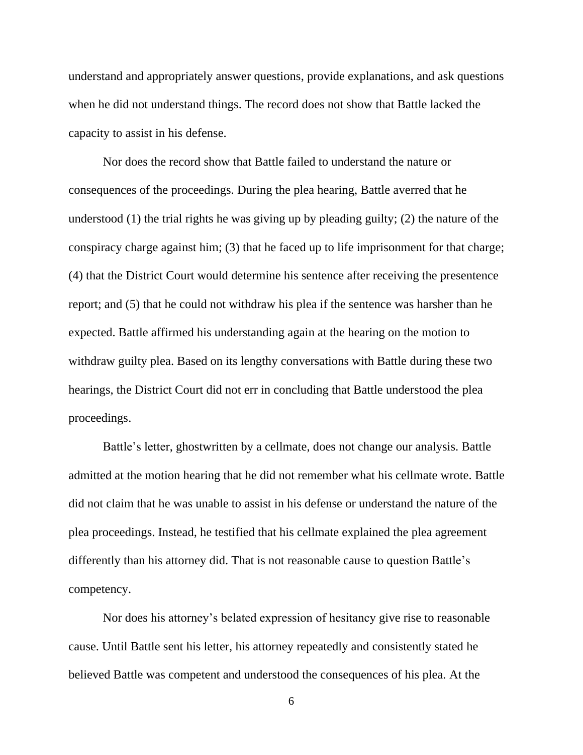understand and appropriately answer questions, provide explanations, and ask questions when he did not understand things. The record does not show that Battle lacked the capacity to assist in his defense.

Nor does the record show that Battle failed to understand the nature or consequences of the proceedings. During the plea hearing, Battle averred that he understood (1) the trial rights he was giving up by pleading guilty; (2) the nature of the conspiracy charge against him; (3) that he faced up to life imprisonment for that charge; (4) that the District Court would determine his sentence after receiving the presentence report; and (5) that he could not withdraw his plea if the sentence was harsher than he expected. Battle affirmed his understanding again at the hearing on the motion to withdraw guilty plea. Based on its lengthy conversations with Battle during these two hearings, the District Court did not err in concluding that Battle understood the plea proceedings.

Battle's letter, ghostwritten by a cellmate, does not change our analysis. Battle admitted at the motion hearing that he did not remember what his cellmate wrote. Battle did not claim that he was unable to assist in his defense or understand the nature of the plea proceedings. Instead, he testified that his cellmate explained the plea agreement differently than his attorney did. That is not reasonable cause to question Battle's competency.

Nor does his attorney's belated expression of hesitancy give rise to reasonable cause. Until Battle sent his letter, his attorney repeatedly and consistently stated he believed Battle was competent and understood the consequences of his plea. At the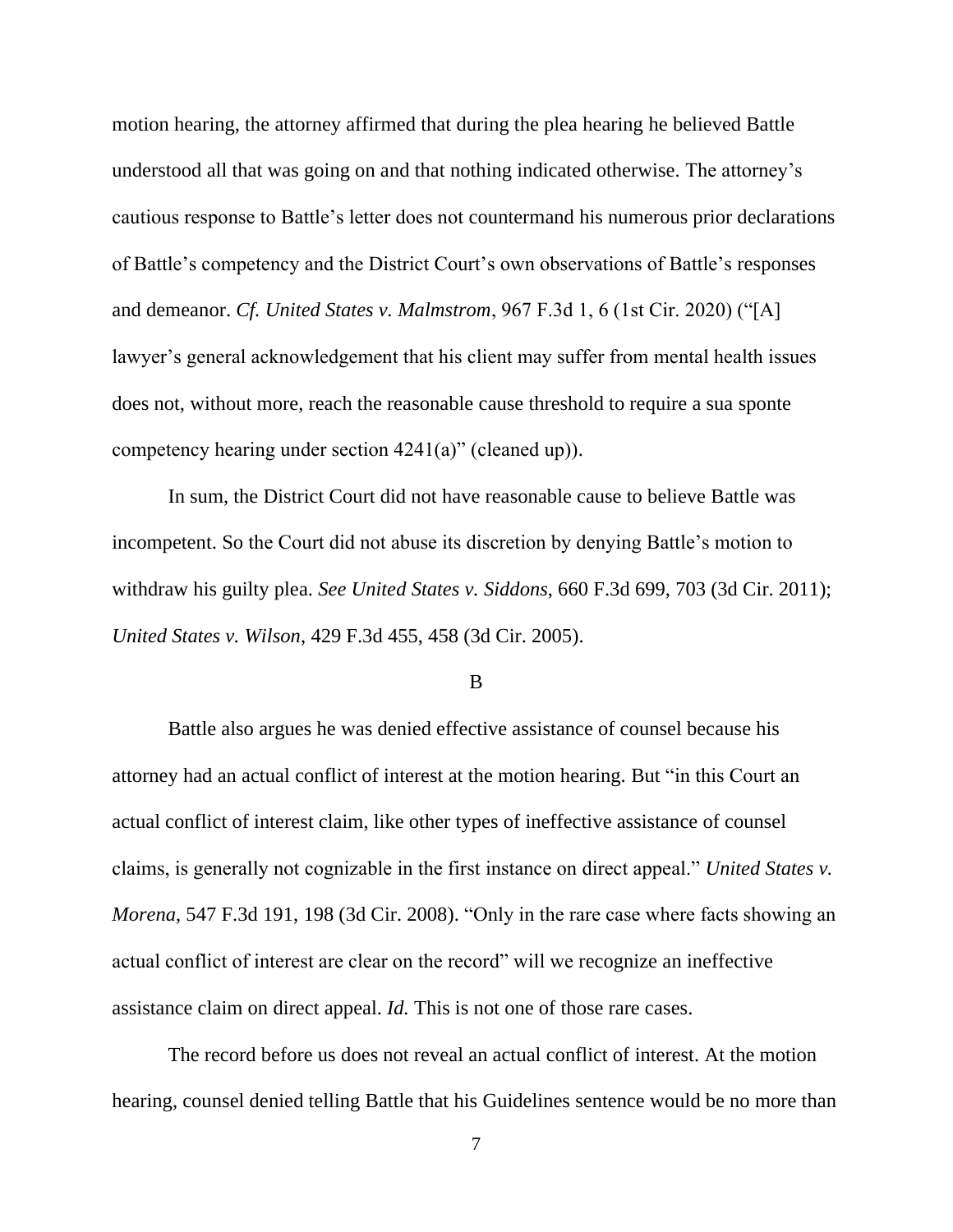motion hearing, the attorney affirmed that during the plea hearing he believed Battle understood all that was going on and that nothing indicated otherwise. The attorney's cautious response to Battle's letter does not countermand his numerous prior declarations of Battle's competency and the District Court's own observations of Battle's responses and demeanor. *Cf. United States v. Malmstrom*, 967 F.3d 1, 6 (1st Cir. 2020) ("[A] lawyer's general acknowledgement that his client may suffer from mental health issues does not, without more, reach the reasonable cause threshold to require a sua sponte competency hearing under section 4241(a)" (cleaned up)).

In sum, the District Court did not have reasonable cause to believe Battle was incompetent. So the Court did not abuse its discretion by denying Battle's motion to withdraw his guilty plea. *See United States v. Siddons*, 660 F.3d 699, 703 (3d Cir. 2011); *United States v. Wilson*, 429 F.3d 455, 458 (3d Cir. 2005).

B

Battle also argues he was denied effective assistance of counsel because his attorney had an actual conflict of interest at the motion hearing. But "in this Court an actual conflict of interest claim, like other types of ineffective assistance of counsel claims, is generally not cognizable in the first instance on direct appeal." *United States v. Morena*, 547 F.3d 191, 198 (3d Cir. 2008). "Only in the rare case where facts showing an actual conflict of interest are clear on the record" will we recognize an ineffective assistance claim on direct appeal. *Id.* This is not one of those rare cases.

The record before us does not reveal an actual conflict of interest. At the motion hearing, counsel denied telling Battle that his Guidelines sentence would be no more than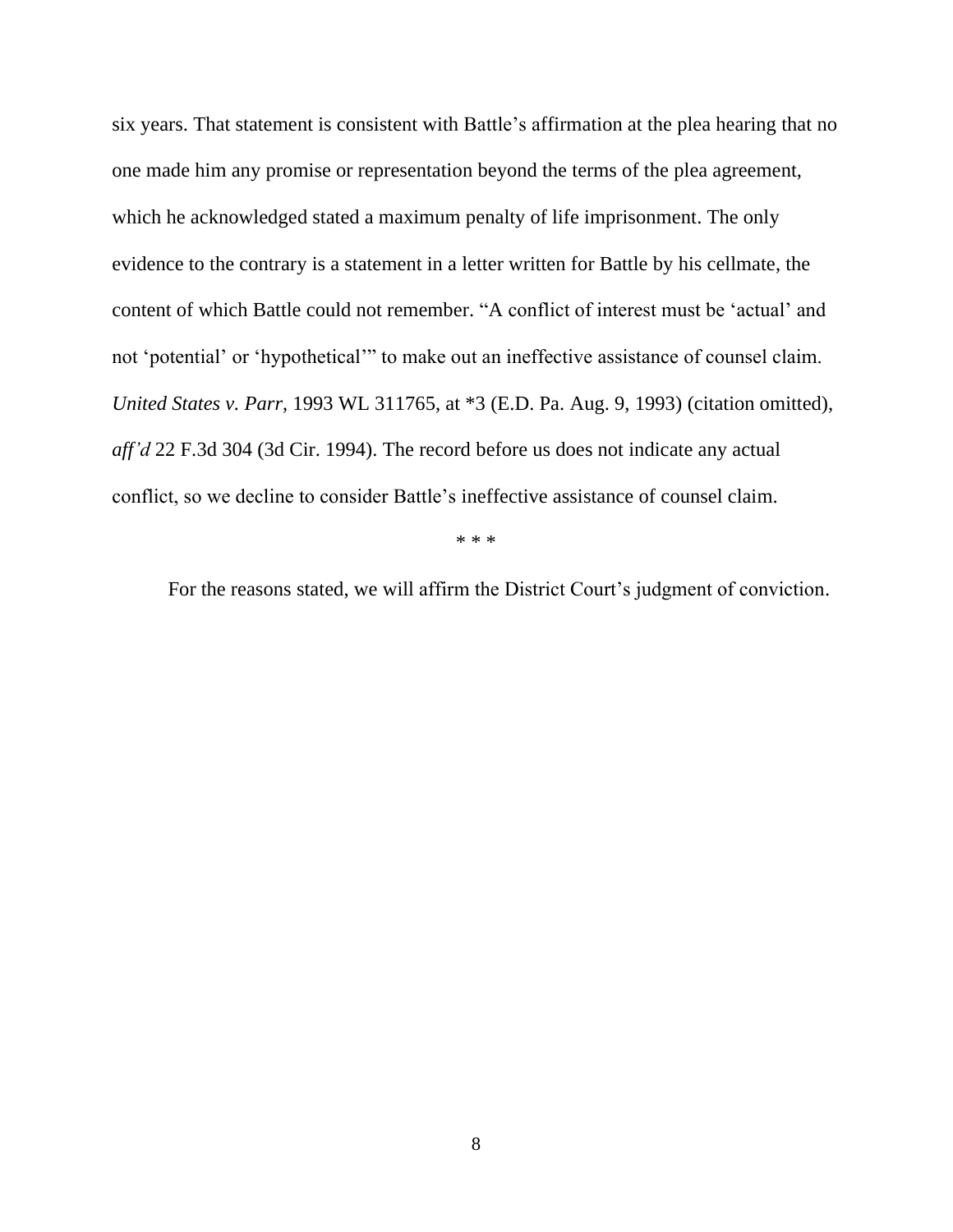six years. That statement is consistent with Battle's affirmation at the plea hearing that no one made him any promise or representation beyond the terms of the plea agreement, which he acknowledged stated a maximum penalty of life imprisonment. The only evidence to the contrary is a statement in a letter written for Battle by his cellmate, the content of which Battle could not remember. "A conflict of interest must be 'actual' and not 'potential' or 'hypothetical'" to make out an ineffective assistance of counsel claim. *United States v. Parr*, 1993 WL 311765, at *3 (E.D. Pa. Aug. 9, 1993) (citation omitted), *aff'd* 22 F.3d 304 (3d Cir. 1994). The record before us does not indicate any actual conflict, so we decline to consider Battle's ineffective assistance of counsel claim.

\* \* \*

For the reasons stated, we will affirm the District Court's judgment of conviction.